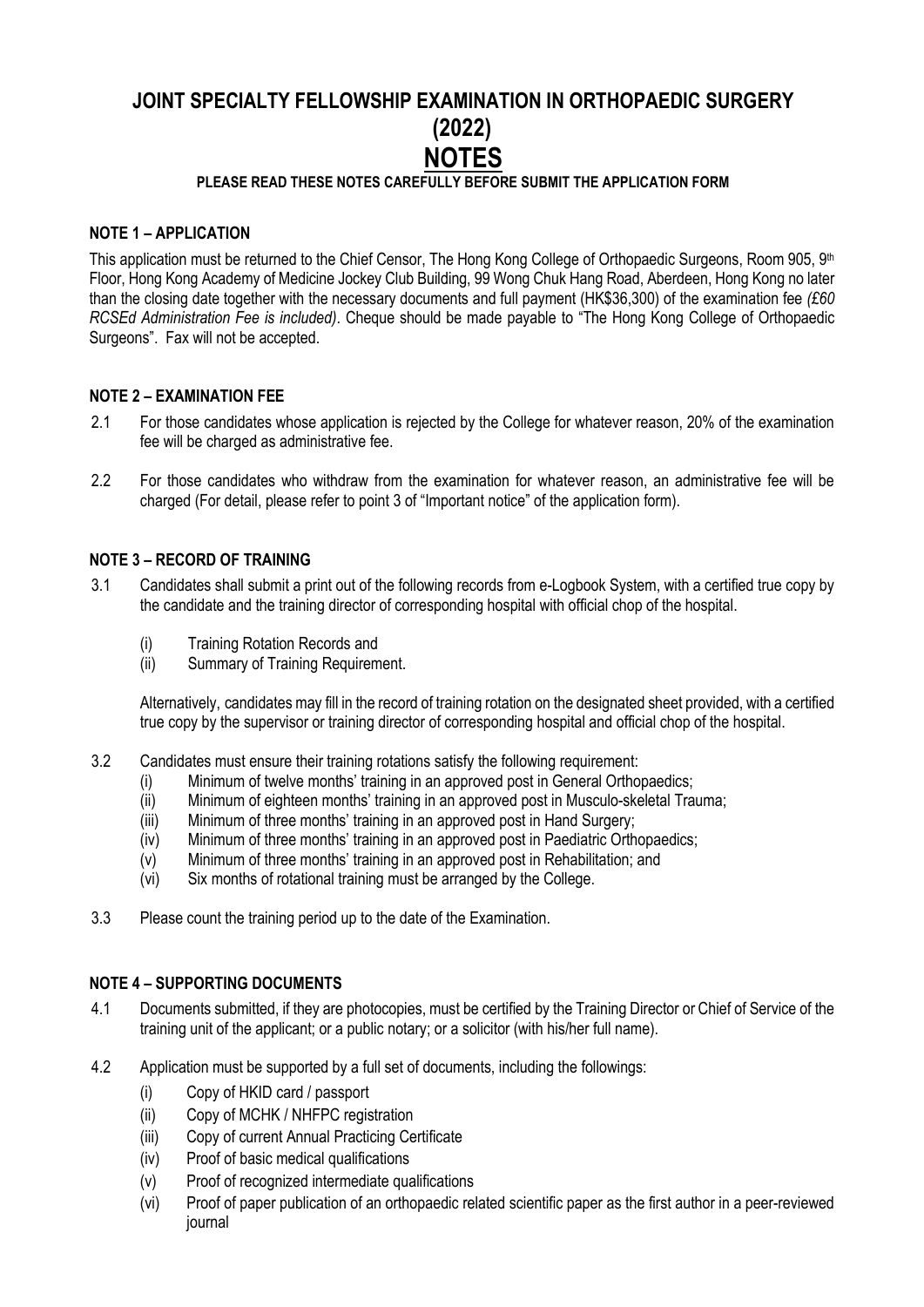# JOINT SPECIALTY FELLOWSHIP EXAMINATION IN ORTHOPAEDIC SURGERY (2022)

# NOTES

**PLEASE READ THESE NOTES CAREFULLY BEFORE SUBMIT THE APPLICATION FORM**

## NOTE 1 – APPLICATION

This application must be returned to the Chief Censor, The Hong Kong College of Orthopaedic Surgeons, Room 905, 9th Floor, Hong Kong Academy of Medicine Jockey Club Building, 99 Wong Chuk Hang Road, Aberdeen, Hong Kong no later than the closing date together with the necessary documents and full payment (HK$36,300) of the examination fee *(£60 RCSEd Administration Fee is included)*. Cheque should be made payable to "The Hong Kong College of Orthopaedic Surgeons". Fax will not be accepted.

## NOTE 2 – EXAMINATION FEE

2.1 For those candidates whose application is rejected by the College for whatever reason, 20% of the examination fee will be charged as administrative fee.

2.2 For those candidates who withdraw from the examination for whatever reason, an administrative fee will be charged (For detail, please refer to point 3 of "Important notice" of the application form).

## NOTE 3 – RECORD OF TRAINING

3.1 Candidates shall submit a print out of the following records from e-Logbook System, with a certified true copy by the candidate and the training director of corresponding hospital with official chop of the hospital.

(i) Training Rotation Records and
(ii) Summary of Training Requirement.

Alternatively, candidates may fill in the record of training rotation on the designated sheet provided, with a certified true copy by the supervisor or training director of corresponding hospital and official chop of the hospital.

3.2 Candidates must ensure their training rotations satisfy the following requirement:

(i) Minimum of twelve months' training in an approved post in General Orthopaedics;
(ii) Minimum of eighteen months' training in an approved post in Musculo-skeletal Trauma;
(iii) Minimum of three months' training in an approved post in Hand Surgery;
(iv) Minimum of three months' training in an approved post in Paediatric Orthopaedics;
(v) Minimum of three months' training in an approved post in Rehabilitation; and
(vi) Six months of rotational training must be arranged by the College.

3.3 Please count the training period up to the date of the Examination.

## NOTE 4 – SUPPORTING DOCUMENTS

4.1 Documents submitted, if they are photocopies, must be certified by the Training Director or Chief of Service of the training unit of the applicant; or a public notary; or a solicitor (with his/her full name).

4.2 Application must be supported by a full set of documents, including the followings:

(i) Copy of HKID card / passport
(ii) Copy of MCHK / NHFPC registration
(iii) Copy of current Annual Practicing Certificate
(iv) Proof of basic medical qualifications
(v) Proof of recognized intermediate qualifications
(vi) Proof of paper publication of an orthopaedic related scientific paper as the first author in a peer-reviewed journal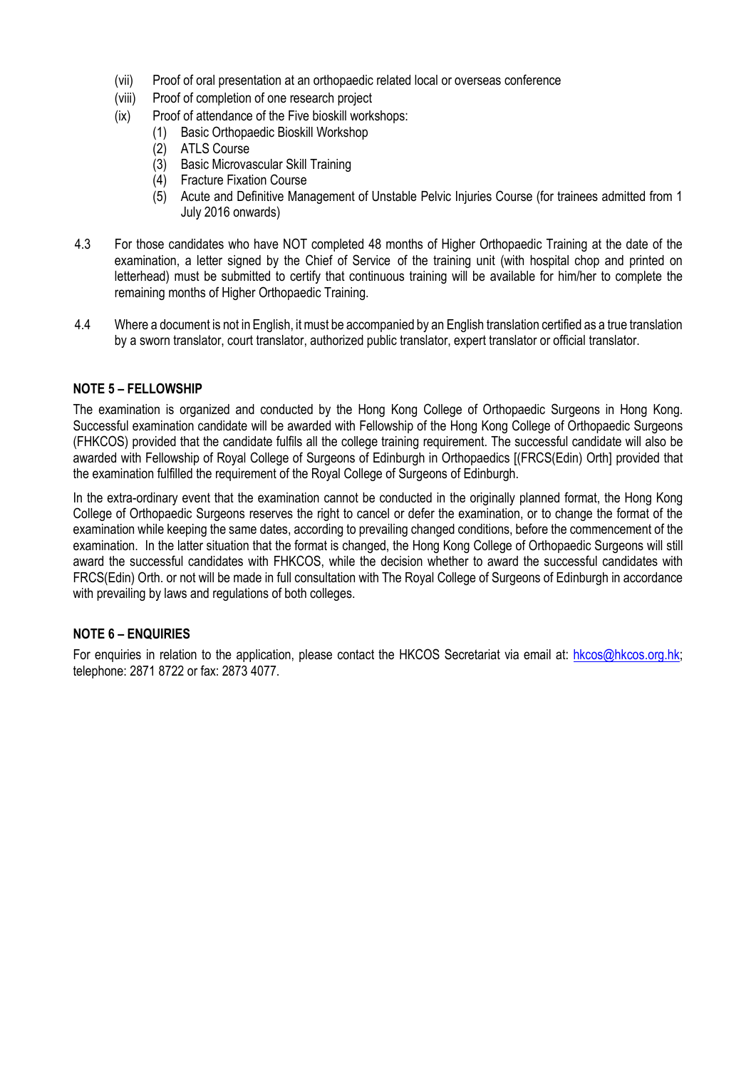(vii) Proof of oral presentation at an orthopaedic related local or overseas conference

(viii) Proof of completion of one research project

(ix) Proof of attendance of the Five bioskill workshops:

(1) Basic Orthopaedic Bioskill Workshop

(2) ATLS Course

(3) Basic Microvascular Skill Training

(4) Fracture Fixation Course

(5) Acute and Definitive Management of Unstable Pelvic Injuries Course (for trainees admitted from 1 July 2016 onwards)

4.3 For those candidates who have NOT completed 48 months of Higher Orthopaedic Training at the date of the examination, a letter signed by the Chief of Service of the training unit (with hospital chop and printed on letterhead) must be submitted to certify that continuous training will be available for him/her to complete the remaining months of Higher Orthopaedic Training.

4.4 Where a document is not in English, it must be accompanied by an English translation certified as a true translation by a sworn translator, court translator, authorized public translator, expert translator or official translator.

**NOTE 5 – FELLOWSHIP**

The examination is organized and conducted by the Hong Kong College of Orthopaedic Surgeons in Hong Kong. Successful examination candidate will be awarded with Fellowship of the Hong Kong College of Orthopaedic Surgeons (FHKCOS) provided that the candidate fulfils all the college training requirement. The successful candidate will also be awarded with Fellowship of Royal College of Surgeons of Edinburgh in Orthopaedics [(FRCS(Edin) Orth] provided that the examination fulfilled the requirement of the Royal College of Surgeons of Edinburgh.

In the extra-ordinary event that the examination cannot be conducted in the originally planned format, the Hong Kong College of Orthopaedic Surgeons reserves the right to cancel or defer the examination, or to change the format of the examination while keeping the same dates, according to prevailing changed conditions, before the commencement of the examination. In the latter situation that the format is changed, the Hong Kong College of Orthopaedic Surgeons will still award the successful candidates with FHKCOS, while the decision whether to award the successful candidates with FRCS(Edin) Orth. or not will be made in full consultation with The Royal College of Surgeons of Edinburgh in accordance with prevailing by laws and regulations of both colleges.

**NOTE 6 – ENQUIRIES**

For enquiries in relation to the application, please contact the HKCOS Secretariat via email at: hkcos@hkcos.org.hk; telephone: 2871 8722 or fax: 2873 4077.